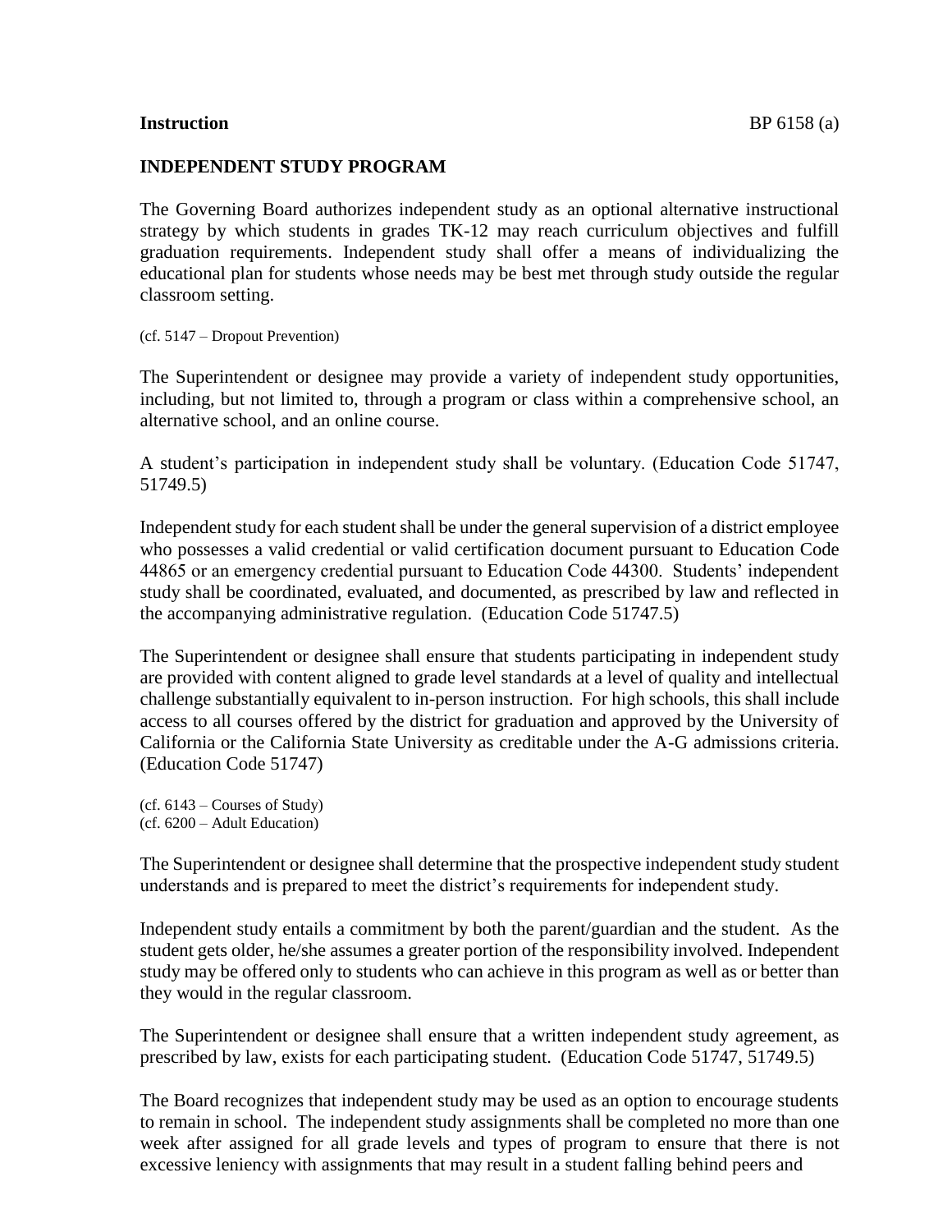**Instruction**

## INDEPENDENT STUDY PROGRAM

The Governing Board authorizes independent study as an optional alternative instructional strategy by which students in grades TK-12 may reach curriculum objectives and fulfill graduation requirements. Independent study shall offer a means of individualizing the educational plan for students whose needs may be best met through study outside the regular classroom setting.

(cf. 5147 – Dropout Prevention)

The Superintendent or designee may provide a variety of independent study opportunities, including, but not limited to, through a program or class within a comprehensive school, an alternative school, and an online course.

A student's participation in independent study shall be voluntary. (Education Code 51747, 51749.5)

Independent study for each student shall be under the general supervision of a district employee who possesses a valid credential or valid certification document pursuant to Education Code 44865 or an emergency credential pursuant to Education Code 44300. Students' independent study shall be coordinated, evaluated, and documented, as prescribed by law and reflected in the accompanying administrative regulation. (Education Code 51747.5)

The Superintendent or designee shall ensure that students participating in independent study are provided with content aligned to grade level standards at a level of quality and intellectual challenge substantially equivalent to in-person instruction. For high schools, this shall include access to all courses offered by the district for graduation and approved by the University of California or the California State University as creditable under the A-G admissions criteria. (Education Code 51747)

(cf. 6143 – Courses of Study)
(cf. 6200 – Adult Education)

The Superintendent or designee shall determine that the prospective independent study student understands and is prepared to meet the district's requirements for independent study.

Independent study entails a commitment by both the parent/guardian and the student. As the student gets older, he/she assumes a greater portion of the responsibility involved. Independent study may be offered only to students who can achieve in this program as well as or better than they would in the regular classroom.

The Superintendent or designee shall ensure that a written independent study agreement, as prescribed by law, exists for each participating student. (Education Code 51747, 51749.5)

The Board recognizes that independent study may be used as an option to encourage students to remain in school. The independent study assignments shall be completed no more than one week after assigned for all grade levels and types of program to ensure that there is not excessive leniency with assignments that may result in a student falling behind peers and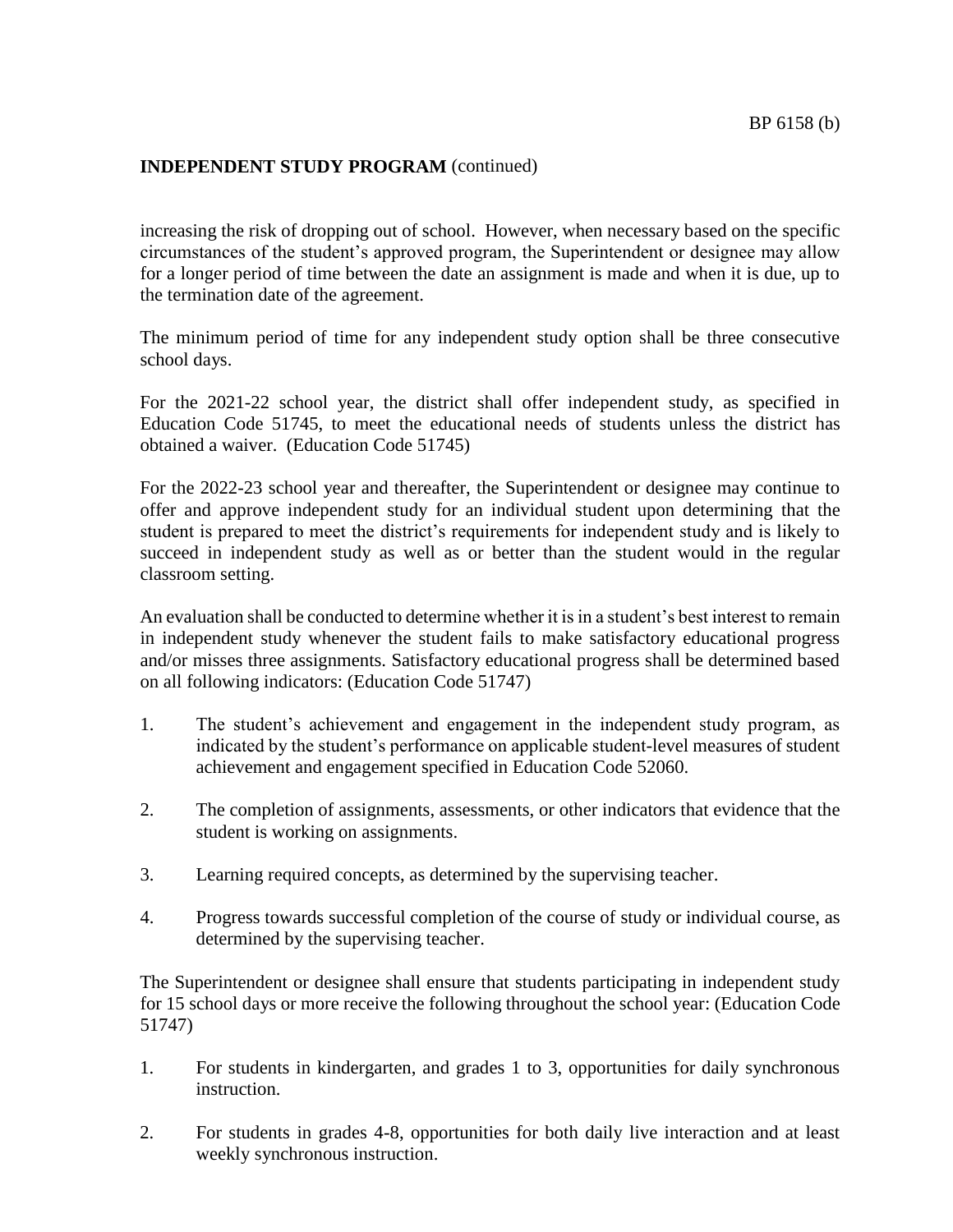increasing the risk of dropping out of school. However, when necessary based on the specific circumstances of the student's approved program, the Superintendent or designee may allow for a longer period of time between the date an assignment is made and when it is due, up to the termination date of the agreement.

The minimum period of time for any independent study option shall be three consecutive school days.

For the 2021-22 school year, the district shall offer independent study, as specified in Education Code 51745, to meet the educational needs of students unless the district has obtained a waiver. (Education Code 51745)

For the 2022-23 school year and thereafter, the Superintendent or designee may continue to offer and approve independent study for an individual student upon determining that the student is prepared to meet the district's requirements for independent study and is likely to succeed in independent study as well as or better than the student would in the regular classroom setting.

An evaluation shall be conducted to determine whether it is in a student's best interest to remain in independent study whenever the student fails to make satisfactory educational progress and/or misses three assignments. Satisfactory educational progress shall be determined based on all following indicators: (Education Code 51747)

1. The student's achievement and engagement in the independent study program, as indicated by the student's performance on applicable student-level measures of student achievement and engagement specified in Education Code 52060.

2. The completion of assignments, assessments, or other indicators that evidence that the student is working on assignments.

3. Learning required concepts, as determined by the supervising teacher.

4. Progress towards successful completion of the course of study or individual course, as determined by the supervising teacher.

The Superintendent or designee shall ensure that students participating in independent study for 15 school days or more receive the following throughout the school year: (Education Code 51747)

1. For students in kindergarten, and grades 1 to 3, opportunities for daily synchronous instruction.

2. For students in grades 4-8, opportunities for both daily live interaction and at least weekly synchronous instruction.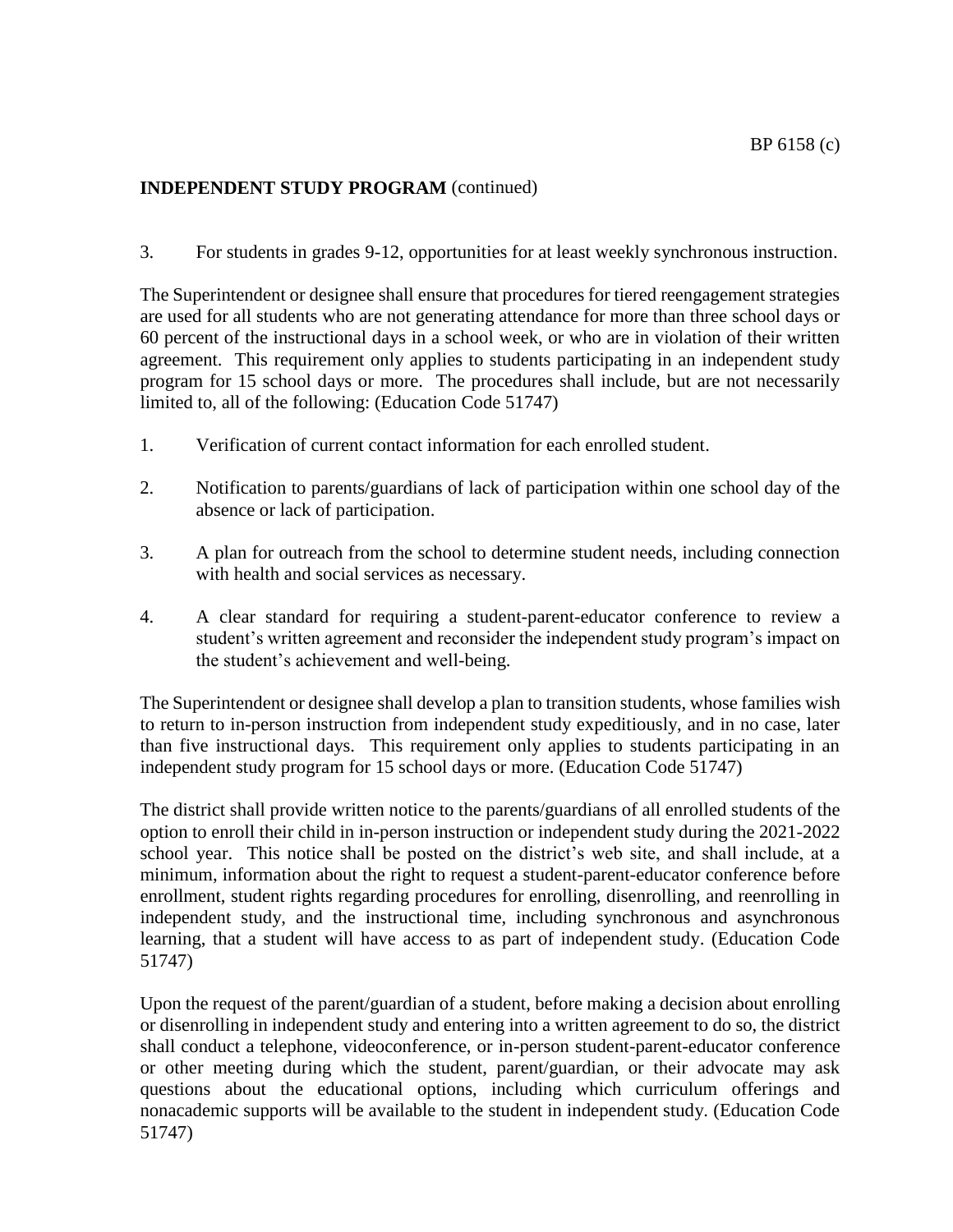3. For students in grades 9-12, opportunities for at least weekly synchronous instruction.

The Superintendent or designee shall ensure that procedures for tiered reengagement strategies are used for all students who are not generating attendance for more than three school days or 60 percent of the instructional days in a school week, or who are in violation of their written agreement. This requirement only applies to students participating in an independent study program for 15 school days or more. The procedures shall include, but are not necessarily limited to, all of the following: (Education Code 51747)

1. Verification of current contact information for each enrolled student.
2. Notification to parents/guardians of lack of participation within one school day of the absence or lack of participation.
3. A plan for outreach from the school to determine student needs, including connection with health and social services as necessary.
4. A clear standard for requiring a student-parent-educator conference to review a student's written agreement and reconsider the independent study program's impact on the student's achievement and well-being.

The Superintendent or designee shall develop a plan to transition students, whose families wish to return to in-person instruction from independent study expeditiously, and in no case, later than five instructional days. This requirement only applies to students participating in an independent study program for 15 school days or more. (Education Code 51747)

The district shall provide written notice to the parents/guardians of all enrolled students of the option to enroll their child in in-person instruction or independent study during the 2021-2022 school year. This notice shall be posted on the district's web site, and shall include, at a minimum, information about the right to request a student-parent-educator conference before enrollment, student rights regarding procedures for enrolling, disenrolling, and reenrolling in independent study, and the instructional time, including synchronous and asynchronous learning, that a student will have access to as part of independent study. (Education Code 51747)

Upon the request of the parent/guardian of a student, before making a decision about enrolling or disenrolling in independent study and entering into a written agreement to do so, the district shall conduct a telephone, videoconference, or in-person student-parent-educator conference or other meeting during which the student, parent/guardian, or their advocate may ask questions about the educational options, including which curriculum offerings and nonacademic supports will be available to the student in independent study. (Education Code 51747)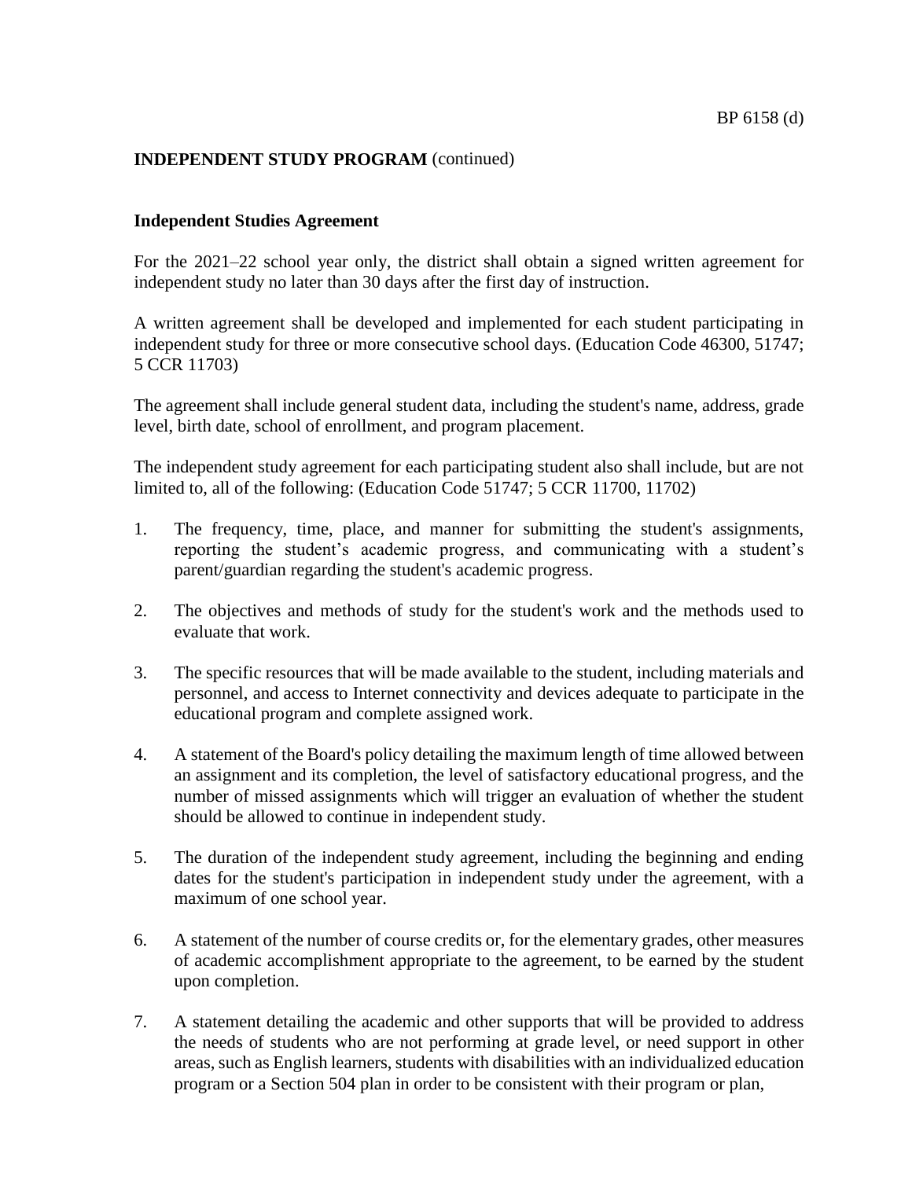**INDEPENDENT STUDY PROGRAM** (continued)

**Independent Studies Agreement**

For the 2021–22 school year only, the district shall obtain a signed written agreement for independent study no later than 30 days after the first day of instruction.

A written agreement shall be developed and implemented for each student participating in independent study for three or more consecutive school days. (Education Code 46300, 51747; 5 CCR 11703)

The agreement shall include general student data, including the student's name, address, grade level, birth date, school of enrollment, and program placement.

The independent study agreement for each participating student also shall include, but are not limited to, all of the following: (Education Code 51747; 5 CCR 11700, 11702)

1. The frequency, time, place, and manner for submitting the student's assignments, reporting the student's academic progress, and communicating with a student's parent/guardian regarding the student's academic progress.

2. The objectives and methods of study for the student's work and the methods used to evaluate that work.

3. The specific resources that will be made available to the student, including materials and personnel, and access to Internet connectivity and devices adequate to participate in the educational program and complete assigned work.

4. A statement of the Board's policy detailing the maximum length of time allowed between an assignment and its completion, the level of satisfactory educational progress, and the number of missed assignments which will trigger an evaluation of whether the student should be allowed to continue in independent study.

5. The duration of the independent study agreement, including the beginning and ending dates for the student's participation in independent study under the agreement, with a maximum of one school year.

6. A statement of the number of course credits or, for the elementary grades, other measures of academic accomplishment appropriate to the agreement, to be earned by the student upon completion.

7. A statement detailing the academic and other supports that will be provided to address the needs of students who are not performing at grade level, or need support in other areas, such as English learners, students with disabilities with an individualized education program or a Section 504 plan in order to be consistent with their program or plan,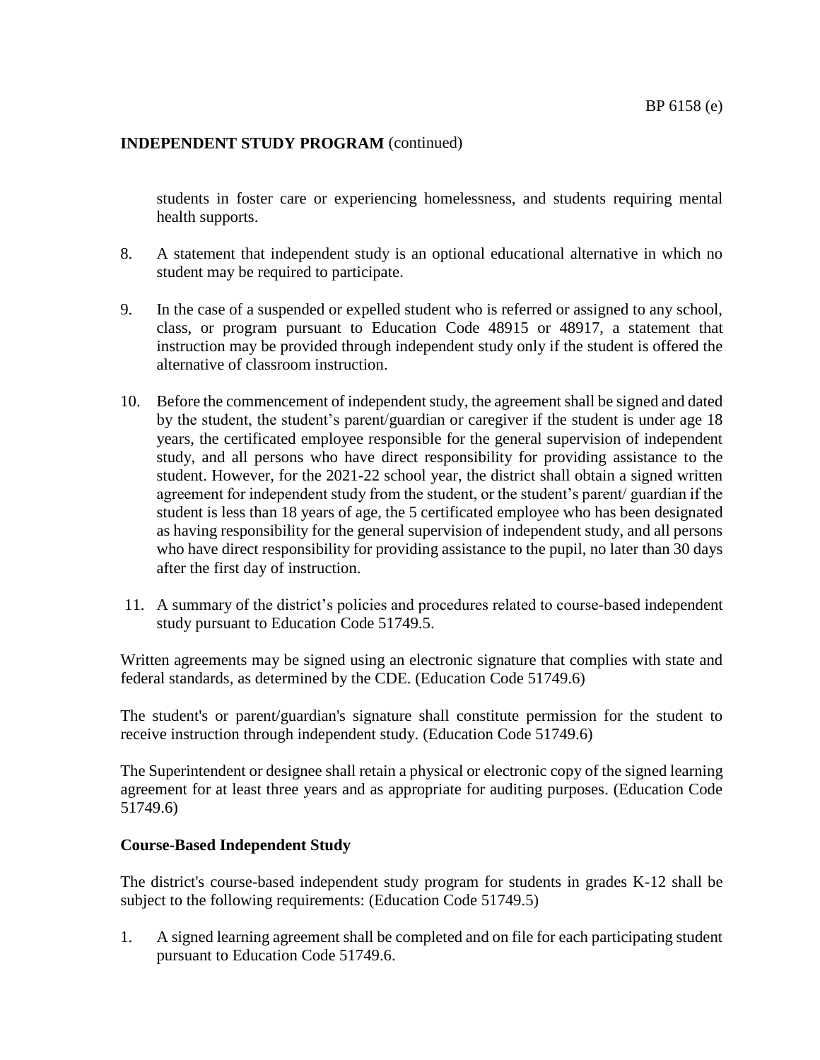students in foster care or experiencing homelessness, and students requiring mental health supports.

8. A statement that independent study is an optional educational alternative in which no student may be required to participate.

9. In the case of a suspended or expelled student who is referred or assigned to any school, class, or program pursuant to Education Code 48915 or 48917, a statement that instruction may be provided through independent study only if the student is offered the alternative of classroom instruction.

10. Before the commencement of independent study, the agreement shall be signed and dated by the student, the student's parent/guardian or caregiver if the student is under age 18 years, the certificated employee responsible for the general supervision of independent study, and all persons who have direct responsibility for providing assistance to the student. However, for the 2021-22 school year, the district shall obtain a signed written agreement for independent study from the student, or the student's parent/ guardian if the student is less than 18 years of age, the 5 certificated employee who has been designated as having responsibility for the general supervision of independent study, and all persons who have direct responsibility for providing assistance to the pupil, no later than 30 days after the first day of instruction.

11. A summary of the district's policies and procedures related to course-based independent study pursuant to Education Code 51749.5.

Written agreements may be signed using an electronic signature that complies with state and federal standards, as determined by the CDE. (Education Code 51749.6)

The student's or parent/guardian's signature shall constitute permission for the student to receive instruction through independent study. (Education Code 51749.6)

The Superintendent or designee shall retain a physical or electronic copy of the signed learning agreement for at least three years and as appropriate for auditing purposes. (Education Code 51749.6)

**Course-Based Independent Study**

The district's course-based independent study program for students in grades K-12 shall be subject to the following requirements: (Education Code 51749.5)

1. A signed learning agreement shall be completed and on file for each participating student pursuant to Education Code 51749.6.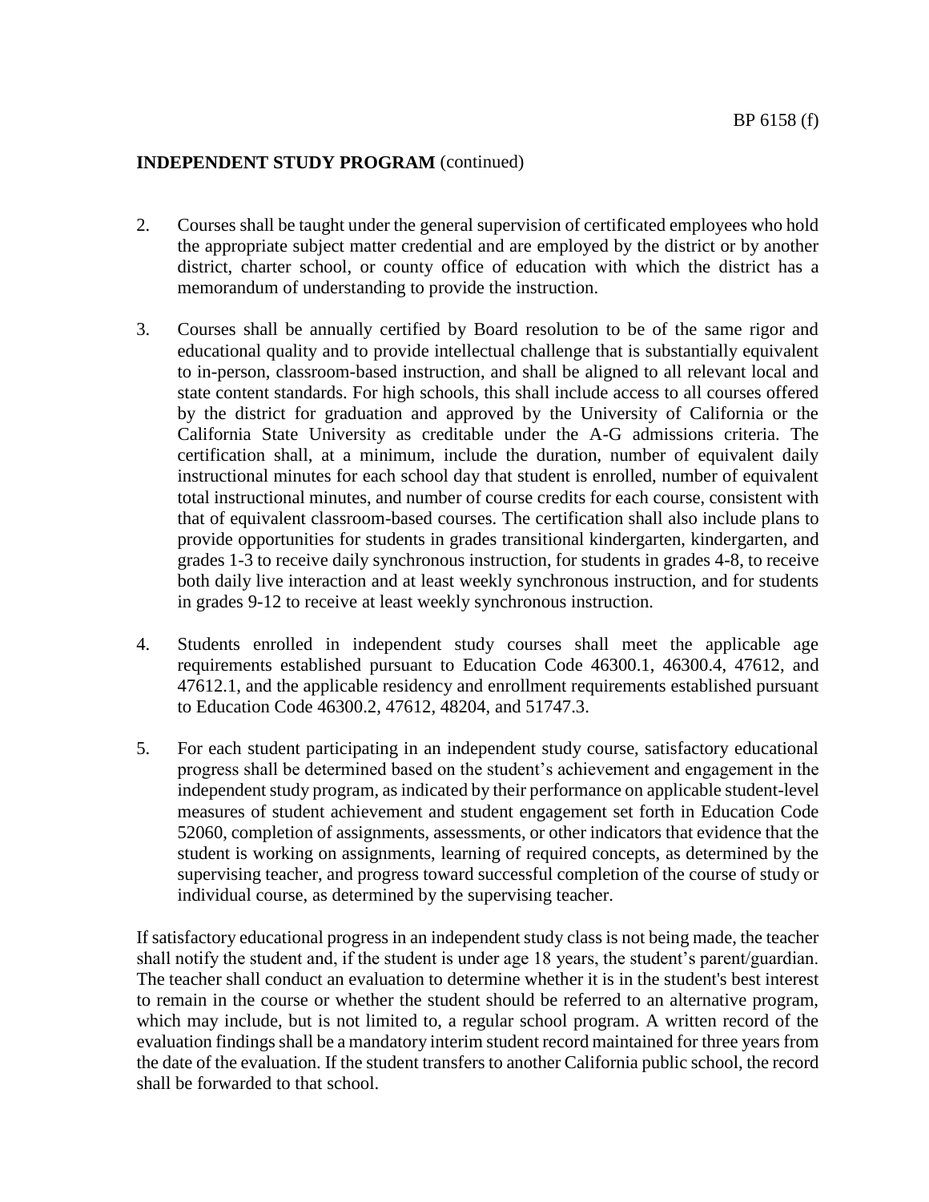**INDEPENDENT STUDY PROGRAM** (continued)

2. Courses shall be taught under the general supervision of certificated employees who hold the appropriate subject matter credential and are employed by the district or by another district, charter school, or county office of education with which the district has a memorandum of understanding to provide the instruction.

3. Courses shall be annually certified by Board resolution to be of the same rigor and educational quality and to provide intellectual challenge that is substantially equivalent to in-person, classroom-based instruction, and shall be aligned to all relevant local and state content standards. For high schools, this shall include access to all courses offered by the district for graduation and approved by the University of California or the California State University as creditable under the A-G admissions criteria. The certification shall, at a minimum, include the duration, number of equivalent daily instructional minutes for each school day that student is enrolled, number of equivalent total instructional minutes, and number of course credits for each course, consistent with that of equivalent classroom-based courses. The certification shall also include plans to provide opportunities for students in grades transitional kindergarten, kindergarten, and grades 1-3 to receive daily synchronous instruction, for students in grades 4-8, to receive both daily live interaction and at least weekly synchronous instruction, and for students in grades 9-12 to receive at least weekly synchronous instruction.

4. Students enrolled in independent study courses shall meet the applicable age requirements established pursuant to Education Code 46300.1, 46300.4, 47612, and 47612.1, and the applicable residency and enrollment requirements established pursuant to Education Code 46300.2, 47612, 48204, and 51747.3.

5. For each student participating in an independent study course, satisfactory educational progress shall be determined based on the student's achievement and engagement in the independent study program, as indicated by their performance on applicable student-level measures of student achievement and student engagement set forth in Education Code 52060, completion of assignments, assessments, or other indicators that evidence that the student is working on assignments, learning of required concepts, as determined by the supervising teacher, and progress toward successful completion of the course of study or individual course, as determined by the supervising teacher.

If satisfactory educational progress in an independent study class is not being made, the teacher shall notify the student and, if the student is under age 18 years, the student's parent/guardian. The teacher shall conduct an evaluation to determine whether it is in the student's best interest to remain in the course or whether the student should be referred to an alternative program, which may include, but is not limited to, a regular school program. A written record of the evaluation findings shall be a mandatory interim student record maintained for three years from the date of the evaluation. If the student transfers to another California public school, the record shall be forwarded to that school.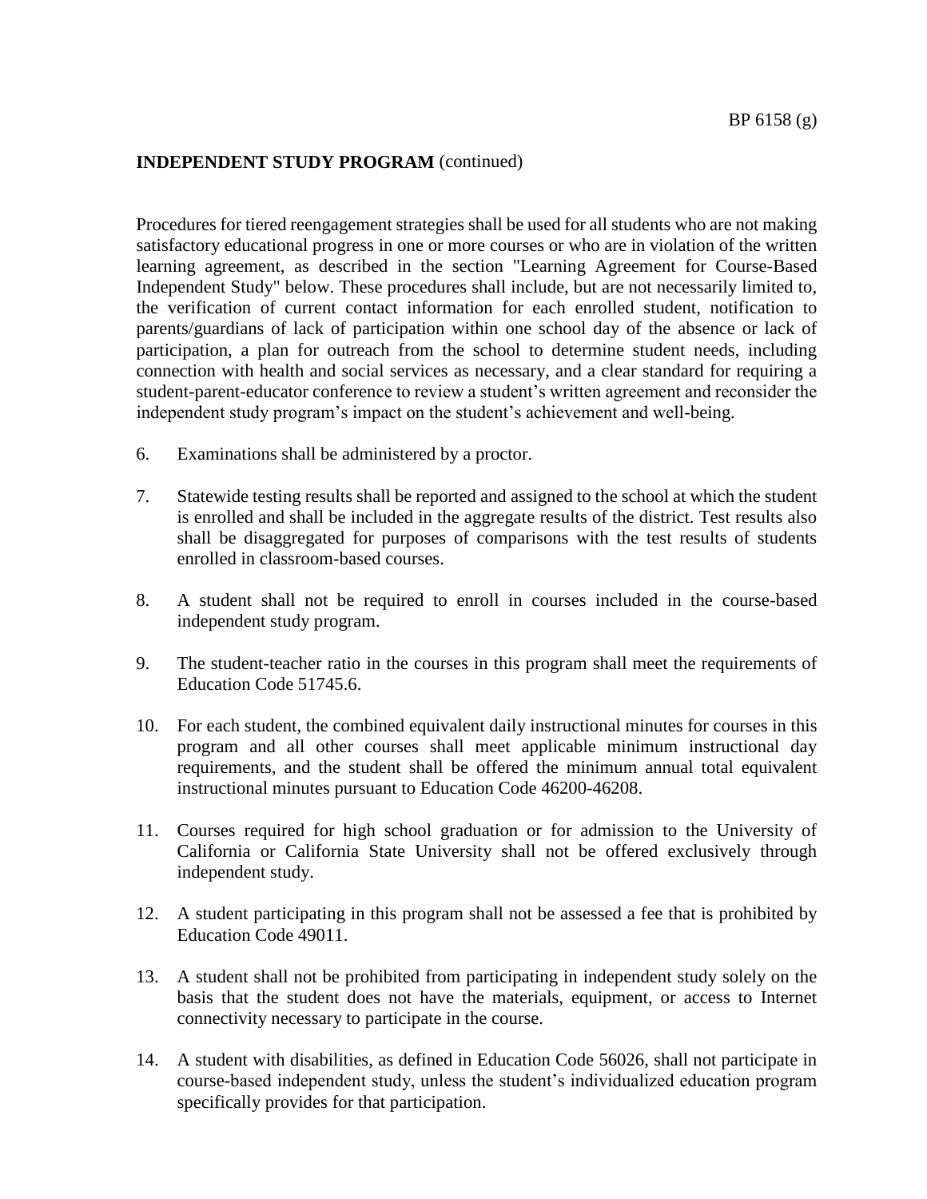**INDEPENDENT STUDY PROGRAM** (continued)

Procedures for tiered reengagement strategies shall be used for all students who are not making satisfactory educational progress in one or more courses or who are in violation of the written learning agreement, as described in the section "Learning Agreement for Course-Based Independent Study" below. These procedures shall include, but are not necessarily limited to, the verification of current contact information for each enrolled student, notification to parents/guardians of lack of participation within one school day of the absence or lack of participation, a plan for outreach from the school to determine student needs, including connection with health and social services as necessary, and a clear standard for requiring a student-parent-educator conference to review a student's written agreement and reconsider the independent study program's impact on the student's achievement and well-being.

6. Examinations shall be administered by a proctor.

7. Statewide testing results shall be reported and assigned to the school at which the student is enrolled and shall be included in the aggregate results of the district. Test results also shall be disaggregated for purposes of comparisons with the test results of students enrolled in classroom-based courses.

8. A student shall not be required to enroll in courses included in the course-based independent study program.

9. The student-teacher ratio in the courses in this program shall meet the requirements of Education Code 51745.6.

10. For each student, the combined equivalent daily instructional minutes for courses in this program and all other courses shall meet applicable minimum instructional day requirements, and the student shall be offered the minimum annual total equivalent instructional minutes pursuant to Education Code 46200-46208.

11. Courses required for high school graduation or for admission to the University of California or California State University shall not be offered exclusively through independent study.

12. A student participating in this program shall not be assessed a fee that is prohibited by Education Code 49011.

13. A student shall not be prohibited from participating in independent study solely on the basis that the student does not have the materials, equipment, or access to Internet connectivity necessary to participate in the course.

14. A student with disabilities, as defined in Education Code 56026, shall not participate in course-based independent study, unless the student's individualized education program specifically provides for that participation.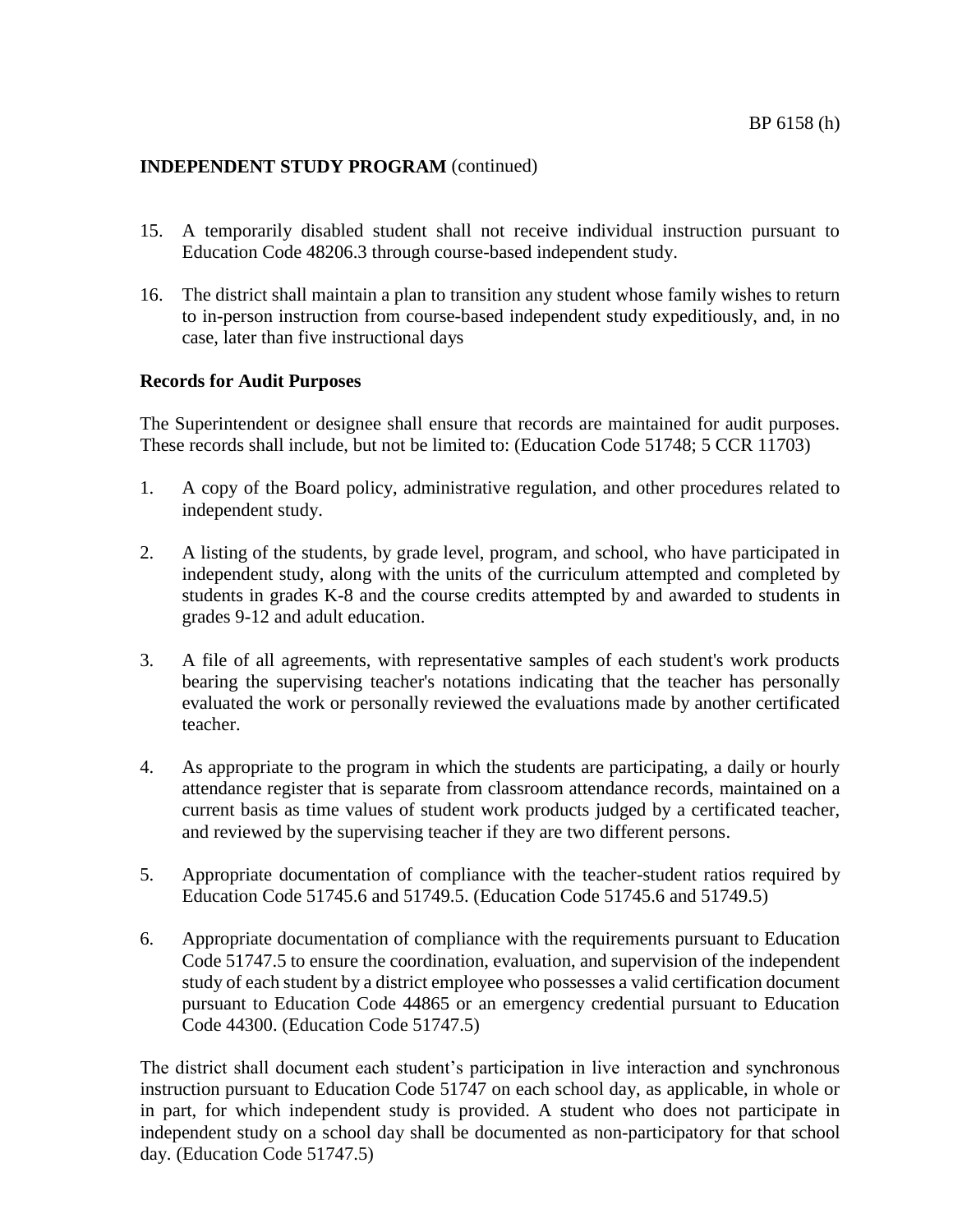**INDEPENDENT STUDY PROGRAM** (continued)

15. A temporarily disabled student shall not receive individual instruction pursuant to Education Code 48206.3 through course-based independent study.

16. The district shall maintain a plan to transition any student whose family wishes to return to in-person instruction from course-based independent study expeditiously, and, in no case, later than five instructional days

**Records for Audit Purposes**

The Superintendent or designee shall ensure that records are maintained for audit purposes. These records shall include, but not be limited to: (Education Code 51748; 5 CCR 11703)

1. A copy of the Board policy, administrative regulation, and other procedures related to independent study.

2. A listing of the students, by grade level, program, and school, who have participated in independent study, along with the units of the curriculum attempted and completed by students in grades K-8 and the course credits attempted by and awarded to students in grades 9-12 and adult education.

3. A file of all agreements, with representative samples of each student's work products bearing the supervising teacher's notations indicating that the teacher has personally evaluated the work or personally reviewed the evaluations made by another certificated teacher.

4. As appropriate to the program in which the students are participating, a daily or hourly attendance register that is separate from classroom attendance records, maintained on a current basis as time values of student work products judged by a certificated teacher, and reviewed by the supervising teacher if they are two different persons.

5. Appropriate documentation of compliance with the teacher-student ratios required by Education Code 51745.6 and 51749.5. (Education Code 51745.6 and 51749.5)

6. Appropriate documentation of compliance with the requirements pursuant to Education Code 51747.5 to ensure the coordination, evaluation, and supervision of the independent study of each student by a district employee who possesses a valid certification document pursuant to Education Code 44865 or an emergency credential pursuant to Education Code 44300. (Education Code 51747.5)

The district shall document each student's participation in live interaction and synchronous instruction pursuant to Education Code 51747 on each school day, as applicable, in whole or in part, for which independent study is provided. A student who does not participate in independent study on a school day shall be documented as non-participatory for that school day. (Education Code 51747.5)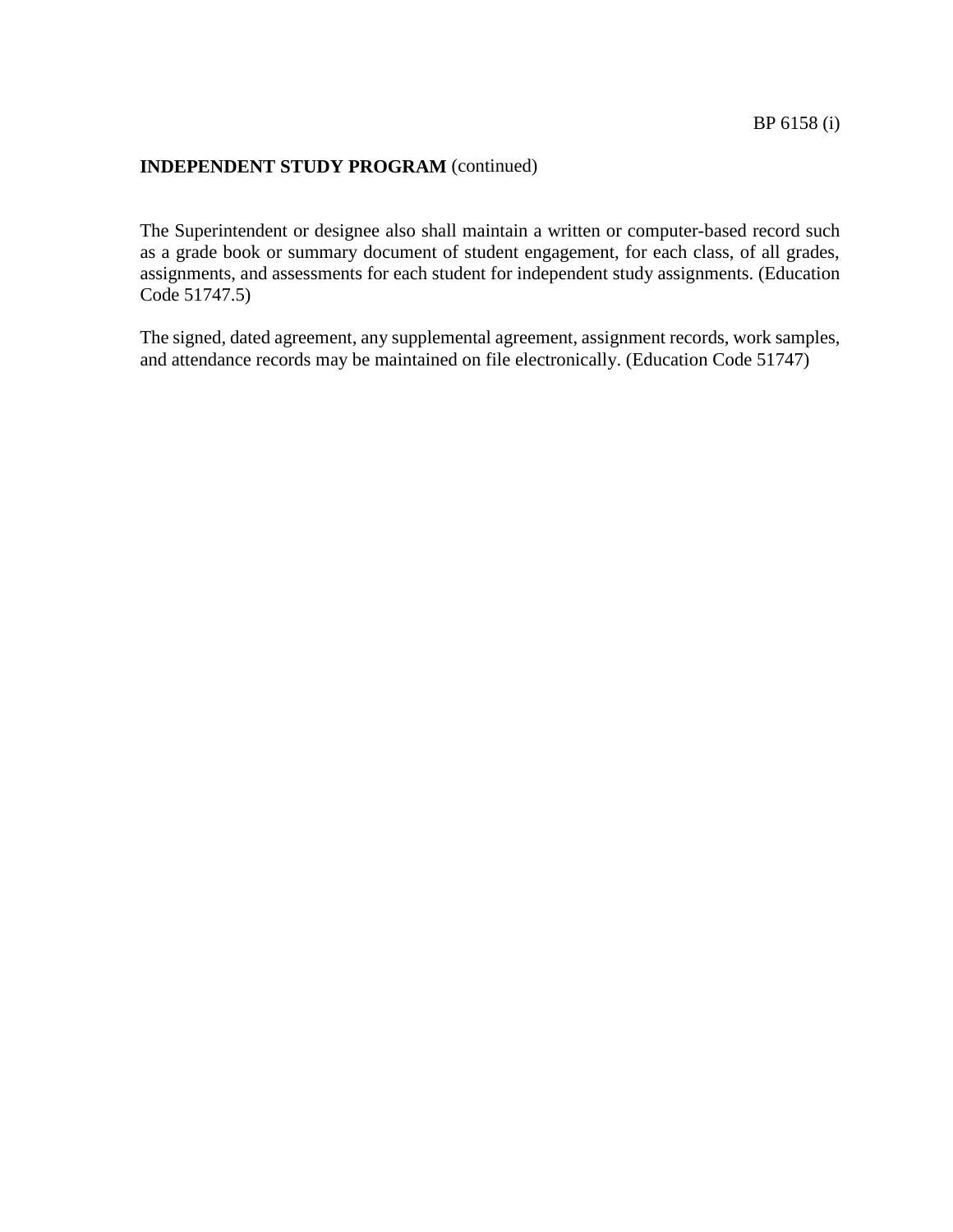The Superintendent or designee also shall maintain a written or computer-based record such as a grade book or summary document of student engagement, for each class, of all grades, assignments, and assessments for each student for independent study assignments. (Education Code 51747.5)

The signed, dated agreement, any supplemental agreement, assignment records, work samples, and attendance records may be maintained on file electronically. (Education Code 51747)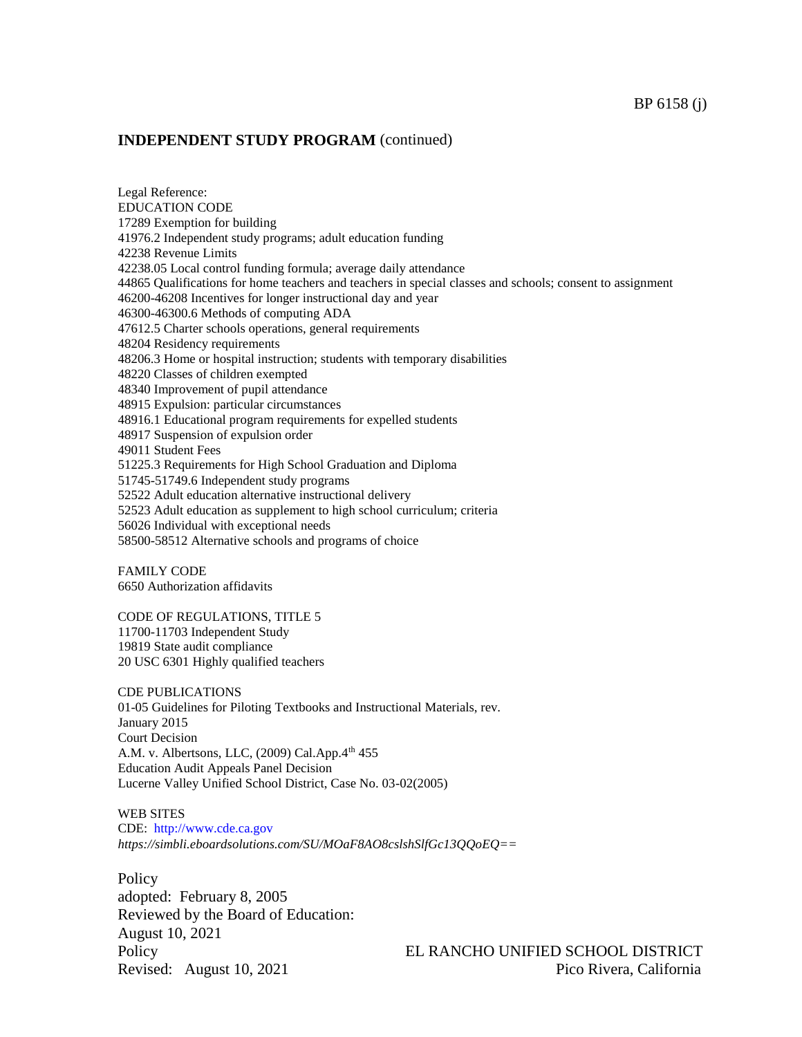**INDEPENDENT STUDY PROGRAM** (continued)

Legal Reference:
EDUCATION CODE
17289 Exemption for building
41976.2 Independent study programs; adult education funding
42238 Revenue Limits
42238.05 Local control funding formula; average daily attendance
44865 Qualifications for home teachers and teachers in special classes and schools; consent to assignment
46200-46208 Incentives for longer instructional day and year
46300-46300.6 Methods of computing ADA
47612.5 Charter schools operations, general requirements
48204 Residency requirements
48206.3 Home or hospital instruction; students with temporary disabilities
48220 Classes of children exempted
48340 Improvement of pupil attendance
48915 Expulsion: particular circumstances
48916.1 Educational program requirements for expelled students
48917 Suspension of expulsion order
49011 Student Fees
51225.3 Requirements for High School Graduation and Diploma
51745-51749.6 Independent study programs
52522 Adult education alternative instructional delivery
52523 Adult education as supplement to high school curriculum; criteria
56026 Individual with exceptional needs
58500-58512 Alternative schools and programs of choice

FAMILY CODE
6650 Authorization affidavits

CODE OF REGULATIONS, TITLE 5
11700-11703 Independent Study
19819 State audit compliance
20 USC 6301 Highly qualified teachers

CDE PUBLICATIONS
01-05 Guidelines for Piloting Textbooks and Instructional Materials, rev. January 2015
Court Decision
A.M. v. Albertsons, LLC, (2009) Cal.App.4th 455
Education Audit Appeals Panel Decision
Lucerne Valley Unified School District, Case No. 03-02(2005)

WEB SITES
CDE: http://www.cde.ca.gov
*https://simbli.eboardsolutions.com/SU/MOaF8AO8cslshSlfGc13QQoEQ==*

Policy adopted: February 8, 2005
Reviewed by the Board of Education: August 10, 2021
Policy Revised: August 10, 2021

EL RANCHO UNIFIED SCHOOL DISTRICT
Pico Rivera, California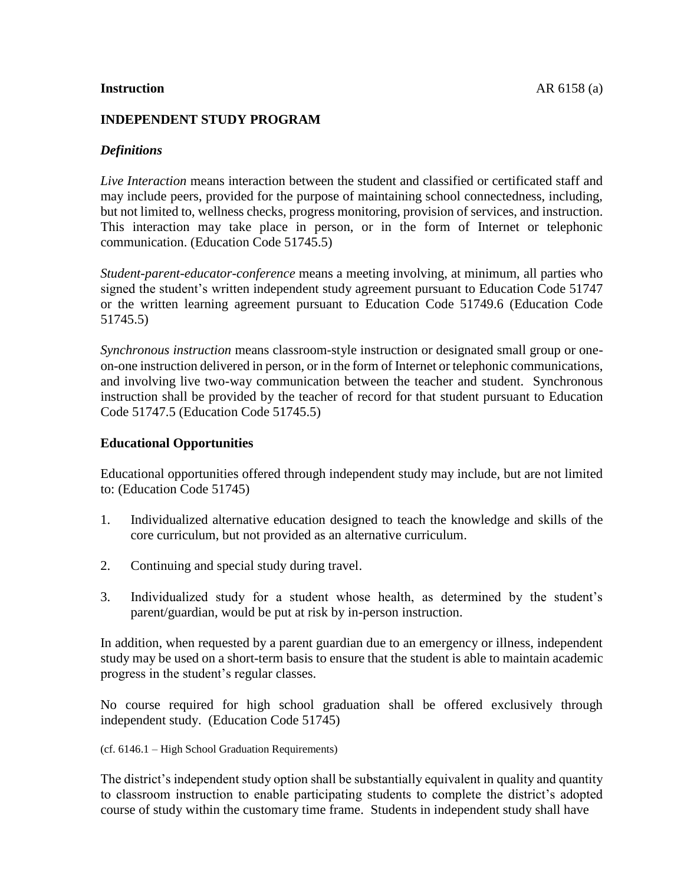**Instruction**

## INDEPENDENT STUDY PROGRAM

### *Definitions*

*Live Interaction* means interaction between the student and classified or certificated staff and may include peers, provided for the purpose of maintaining school connectedness, including, but not limited to, wellness checks, progress monitoring, provision of services, and instruction. This interaction may take place in person, or in the form of Internet or telephonic communication. (Education Code 51745.5)

*Student-parent-educator-conference* means a meeting involving, at minimum, all parties who signed the student's written independent study agreement pursuant to Education Code 51747 or the written learning agreement pursuant to Education Code 51749.6 (Education Code 51745.5)

*Synchronous instruction* means classroom-style instruction or designated small group or one-on-one instruction delivered in person, or in the form of Internet or telephonic communications, and involving live two-way communication between the teacher and student. Synchronous instruction shall be provided by the teacher of record for that student pursuant to Education Code 51747.5 (Education Code 51745.5)

### Educational Opportunities

Educational opportunities offered through independent study may include, but are not limited to: (Education Code 51745)

1. Individualized alternative education designed to teach the knowledge and skills of the core curriculum, but not provided as an alternative curriculum.

2. Continuing and special study during travel.

3. Individualized study for a student whose health, as determined by the student's parent/guardian, would be put at risk by in-person instruction.

In addition, when requested by a parent guardian due to an emergency or illness, independent study may be used on a short-term basis to ensure that the student is able to maintain academic progress in the student's regular classes.

No course required for high school graduation shall be offered exclusively through independent study. (Education Code 51745)

(cf. 6146.1 – High School Graduation Requirements)

The district's independent study option shall be substantially equivalent in quality and quantity to classroom instruction to enable participating students to complete the district's adopted course of study within the customary time frame. Students in independent study shall have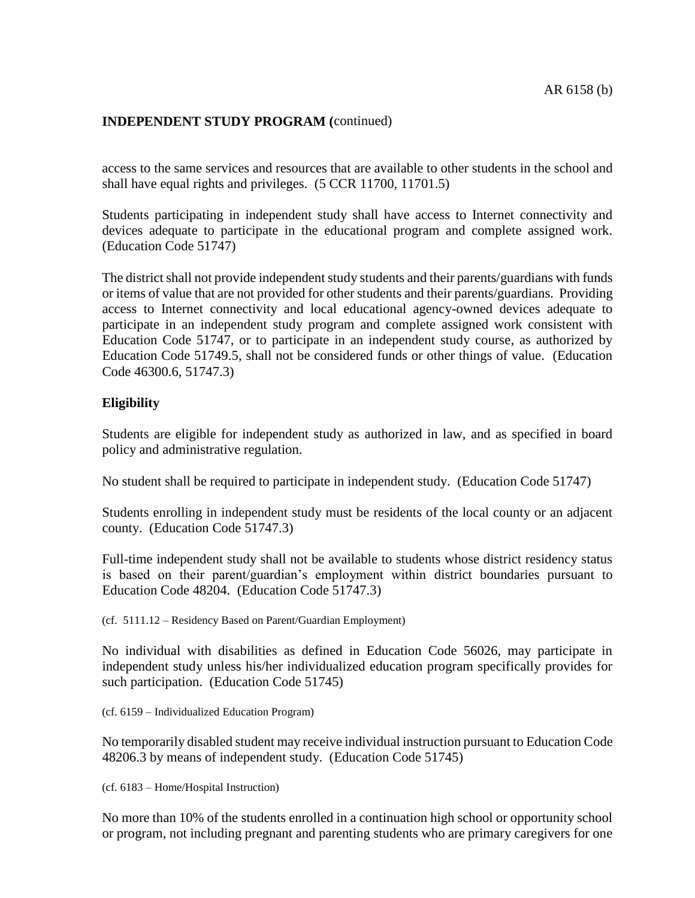access to the same services and resources that are available to other students in the school and shall have equal rights and privileges. (5 CCR 11700, 11701.5)

Students participating in independent study shall have access to Internet connectivity and devices adequate to participate in the educational program and complete assigned work. (Education Code 51747)

The district shall not provide independent study students and their parents/guardians with funds or items of value that are not provided for other students and their parents/guardians. Providing access to Internet connectivity and local educational agency-owned devices adequate to participate in an independent study program and complete assigned work consistent with Education Code 51747, or to participate in an independent study course, as authorized by Education Code 51749.5, shall not be considered funds or other things of value. (Education Code 46300.6, 51747.3)

**Eligibility**

Students are eligible for independent study as authorized in law, and as specified in board policy and administrative regulation.

No student shall be required to participate in independent study. (Education Code 51747)

Students enrolling in independent study must be residents of the local county or an adjacent county. (Education Code 51747.3)

Full-time independent study shall not be available to students whose district residency status is based on their parent/guardian's employment within district boundaries pursuant to Education Code 48204. (Education Code 51747.3)

(cf. 5111.12 – Residency Based on Parent/Guardian Employment)

No individual with disabilities as defined in Education Code 56026, may participate in independent study unless his/her individualized education program specifically provides for such participation. (Education Code 51745)

(cf. 6159 – Individualized Education Program)

No temporarily disabled student may receive individual instruction pursuant to Education Code 48206.3 by means of independent study. (Education Code 51745)

(cf. 6183 – Home/Hospital Instruction)

No more than 10% of the students enrolled in a continuation high school or opportunity school or program, not including pregnant and parenting students who are primary caregivers for one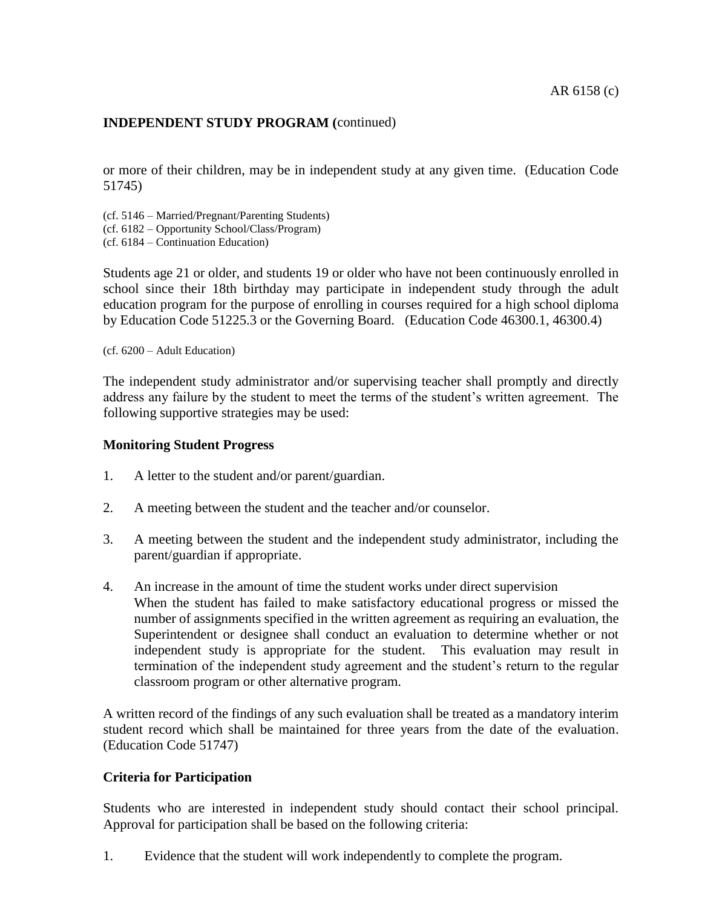or more of their children, may be in independent study at any given time. (Education Code 51745)

(cf. 5146 – Married/Pregnant/Parenting Students)
(cf. 6182 – Opportunity School/Class/Program)
(cf. 6184 – Continuation Education)

Students age 21 or older, and students 19 or older who have not been continuously enrolled in school since their 18th birthday may participate in independent study through the adult education program for the purpose of enrolling in courses required for a high school diploma by Education Code 51225.3 or the Governing Board. (Education Code 46300.1, 46300.4)

(cf. 6200 – Adult Education)

The independent study administrator and/or supervising teacher shall promptly and directly address any failure by the student to meet the terms of the student's written agreement. The following supportive strategies may be used:

**Monitoring Student Progress**

1. A letter to the student and/or parent/guardian.

2. A meeting between the student and the teacher and/or counselor.

3. A meeting between the student and the independent study administrator, including the parent/guardian if appropriate.

4. An increase in the amount of time the student works under direct supervision
   When the student has failed to make satisfactory educational progress or missed the number of assignments specified in the written agreement as requiring an evaluation, the Superintendent or designee shall conduct an evaluation to determine whether or not independent study is appropriate for the student. This evaluation may result in termination of the independent study agreement and the student's return to the regular classroom program or other alternative program.

A written record of the findings of any such evaluation shall be treated as a mandatory interim student record which shall be maintained for three years from the date of the evaluation. (Education Code 51747)

**Criteria for Participation**

Students who are interested in independent study should contact their school principal. Approval for participation shall be based on the following criteria:

1. Evidence that the student will work independently to complete the program.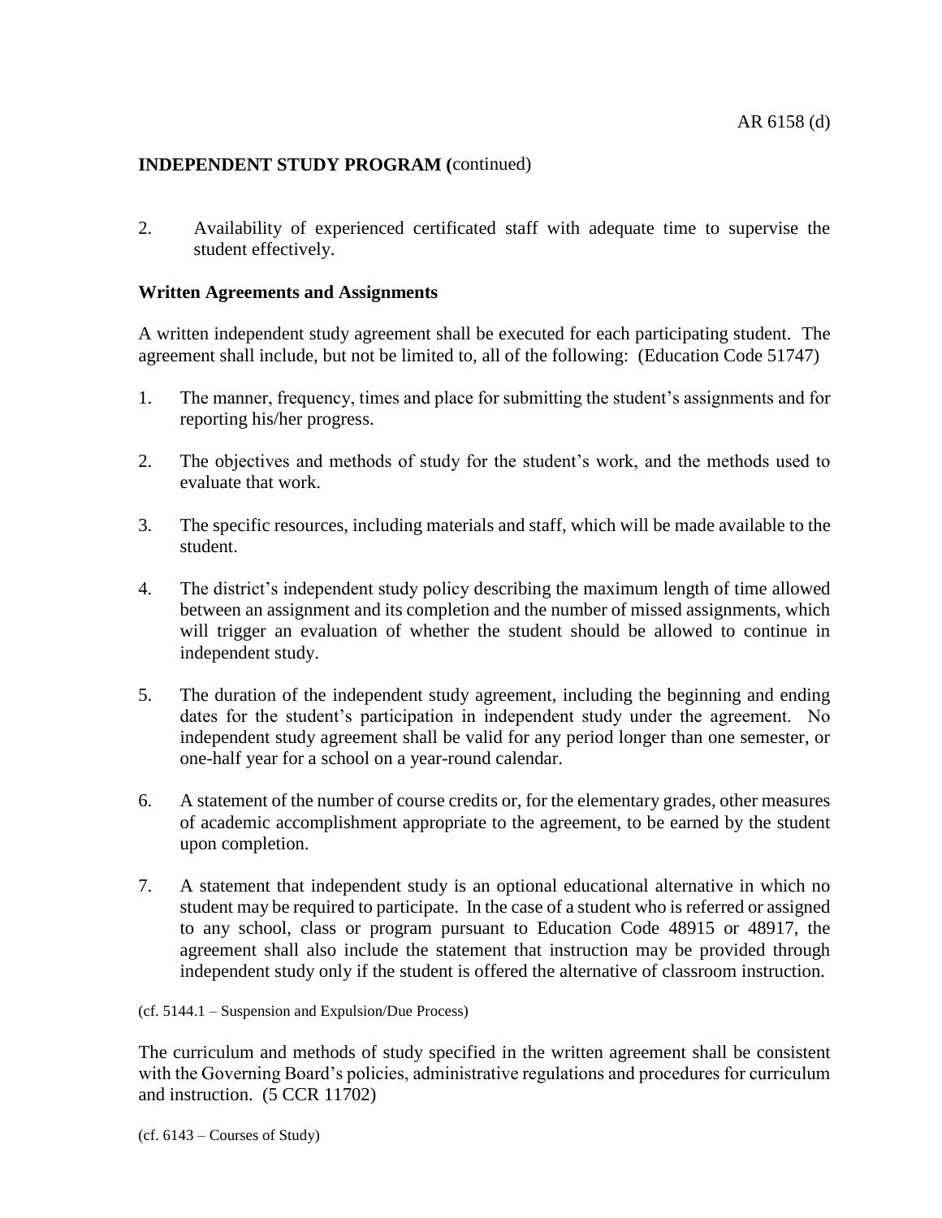2. Availability of experienced certificated staff with adequate time to supervise the student effectively.

## Written Agreements and Assignments

A written independent study agreement shall be executed for each participating student. The agreement shall include, but not be limited to, all of the following: (Education Code 51747)

1. The manner, frequency, times and place for submitting the student's assignments and for reporting his/her progress.

2. The objectives and methods of study for the student's work, and the methods used to evaluate that work.

3. The specific resources, including materials and staff, which will be made available to the student.

4. The district's independent study policy describing the maximum length of time allowed between an assignment and its completion and the number of missed assignments, which will trigger an evaluation of whether the student should be allowed to continue in independent study.

5. The duration of the independent study agreement, including the beginning and ending dates for the student's participation in independent study under the agreement. No independent study agreement shall be valid for any period longer than one semester, or one-half year for a school on a year-round calendar.

6. A statement of the number of course credits or, for the elementary grades, other measures of academic accomplishment appropriate to the agreement, to be earned by the student upon completion.

7. A statement that independent study is an optional educational alternative in which no student may be required to participate. In the case of a student who is referred or assigned to any school, class or program pursuant to Education Code 48915 or 48917, the agreement shall also include the statement that instruction may be provided through independent study only if the student is offered the alternative of classroom instruction.

(cf. 5144.1 – Suspension and Expulsion/Due Process)

The curriculum and methods of study specified in the written agreement shall be consistent with the Governing Board's policies, administrative regulations and procedures for curriculum and instruction. (5 CCR 11702)

(cf. 6143 – Courses of Study)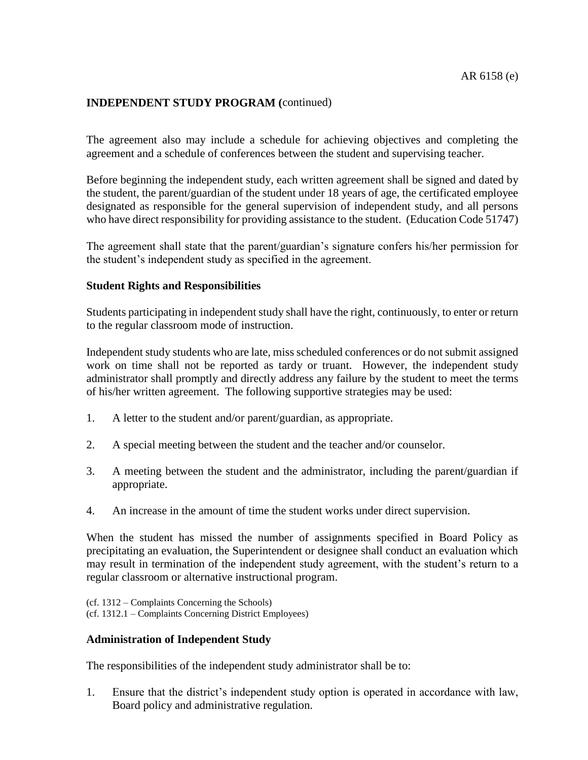The agreement also may include a schedule for achieving objectives and completing the agreement and a schedule of conferences between the student and supervising teacher.

Before beginning the independent study, each written agreement shall be signed and dated by the student, the parent/guardian of the student under 18 years of age, the certificated employee designated as responsible for the general supervision of independent study, and all persons who have direct responsibility for providing assistance to the student. (Education Code 51747)

The agreement shall state that the parent/guardian's signature confers his/her permission for the student's independent study as specified in the agreement.

**Student Rights and Responsibilities**

Students participating in independent study shall have the right, continuously, to enter or return to the regular classroom mode of instruction.

Independent study students who are late, miss scheduled conferences or do not submit assigned work on time shall not be reported as tardy or truant. However, the independent study administrator shall promptly and directly address any failure by the student to meet the terms of his/her written agreement. The following supportive strategies may be used:

1. A letter to the student and/or parent/guardian, as appropriate.

2. A special meeting between the student and the teacher and/or counselor.

3. A meeting between the student and the administrator, including the parent/guardian if appropriate.

4. An increase in the amount of time the student works under direct supervision.

When the student has missed the number of assignments specified in Board Policy as precipitating an evaluation, the Superintendent or designee shall conduct an evaluation which may result in termination of the independent study agreement, with the student's return to a regular classroom or alternative instructional program.

(cf. 1312 – Complaints Concerning the Schools)
(cf. 1312.1 – Complaints Concerning District Employees)

**Administration of Independent Study**

The responsibilities of the independent study administrator shall be to:

1. Ensure that the district's independent study option is operated in accordance with law, Board policy and administrative regulation.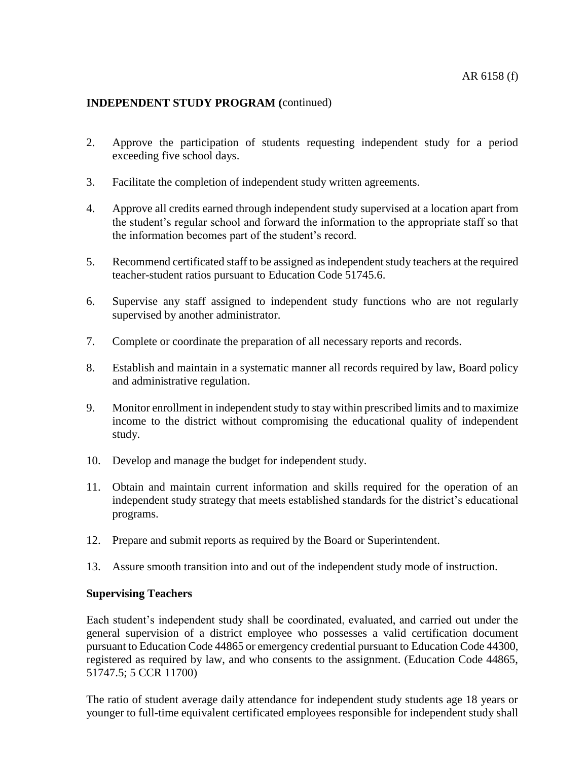2. Approve the participation of students requesting independent study for a period exceeding five school days.

3. Facilitate the completion of independent study written agreements.

4. Approve all credits earned through independent study supervised at a location apart from the student's regular school and forward the information to the appropriate staff so that the information becomes part of the student's record.

5. Recommend certificated staff to be assigned as independent study teachers at the required teacher-student ratios pursuant to Education Code 51745.6.

6. Supervise any staff assigned to independent study functions who are not regularly supervised by another administrator.

7. Complete or coordinate the preparation of all necessary reports and records.

8. Establish and maintain in a systematic manner all records required by law, Board policy and administrative regulation.

9. Monitor enrollment in independent study to stay within prescribed limits and to maximize income to the district without compromising the educational quality of independent study.

10. Develop and manage the budget for independent study.

11. Obtain and maintain current information and skills required for the operation of an independent study strategy that meets established standards for the district's educational programs.

12. Prepare and submit reports as required by the Board or Superintendent.

13. Assure smooth transition into and out of the independent study mode of instruction.

**Supervising Teachers**

Each student's independent study shall be coordinated, evaluated, and carried out under the general supervision of a district employee who possesses a valid certification document pursuant to Education Code 44865 or emergency credential pursuant to Education Code 44300, registered as required by law, and who consents to the assignment. (Education Code 44865, 51747.5; 5 CCR 11700)

The ratio of student average daily attendance for independent study students age 18 years or younger to full-time equivalent certificated employees responsible for independent study shall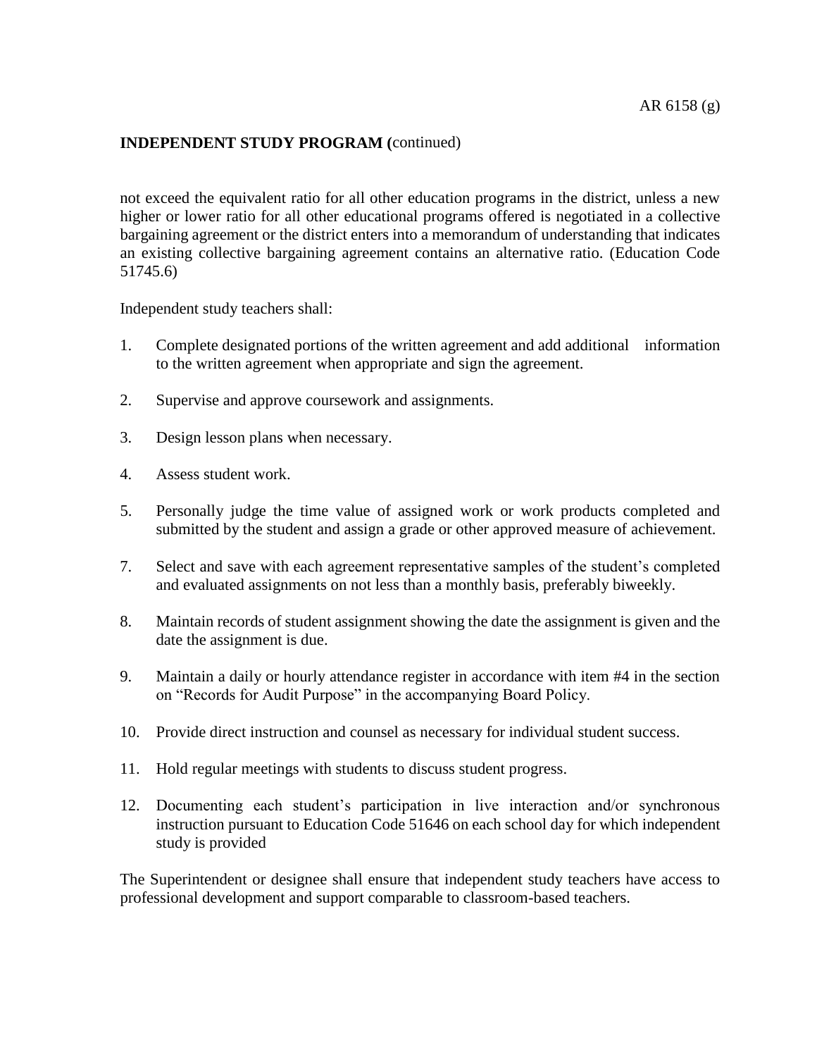not exceed the equivalent ratio for all other education programs in the district, unless a new higher or lower ratio for all other educational programs offered is negotiated in a collective bargaining agreement or the district enters into a memorandum of understanding that indicates an existing collective bargaining agreement contains an alternative ratio. (Education Code 51745.6)

Independent study teachers shall:

1. Complete designated portions of the written agreement and add additional information to the written agreement when appropriate and sign the agreement.

2. Supervise and approve coursework and assignments.

3. Design lesson plans when necessary.

4. Assess student work.

5. Personally judge the time value of assigned work or work products completed and submitted by the student and assign a grade or other approved measure of achievement.

7. Select and save with each agreement representative samples of the student's completed and evaluated assignments on not less than a monthly basis, preferably biweekly.

8. Maintain records of student assignment showing the date the assignment is given and the date the assignment is due.

9. Maintain a daily or hourly attendance register in accordance with item #4 in the section on "Records for Audit Purpose" in the accompanying Board Policy.

10. Provide direct instruction and counsel as necessary for individual student success.

11. Hold regular meetings with students to discuss student progress.

12. Documenting each student's participation in live interaction and/or synchronous instruction pursuant to Education Code 51646 on each school day for which independent study is provided

The Superintendent or designee shall ensure that independent study teachers have access to professional development and support comparable to classroom-based teachers.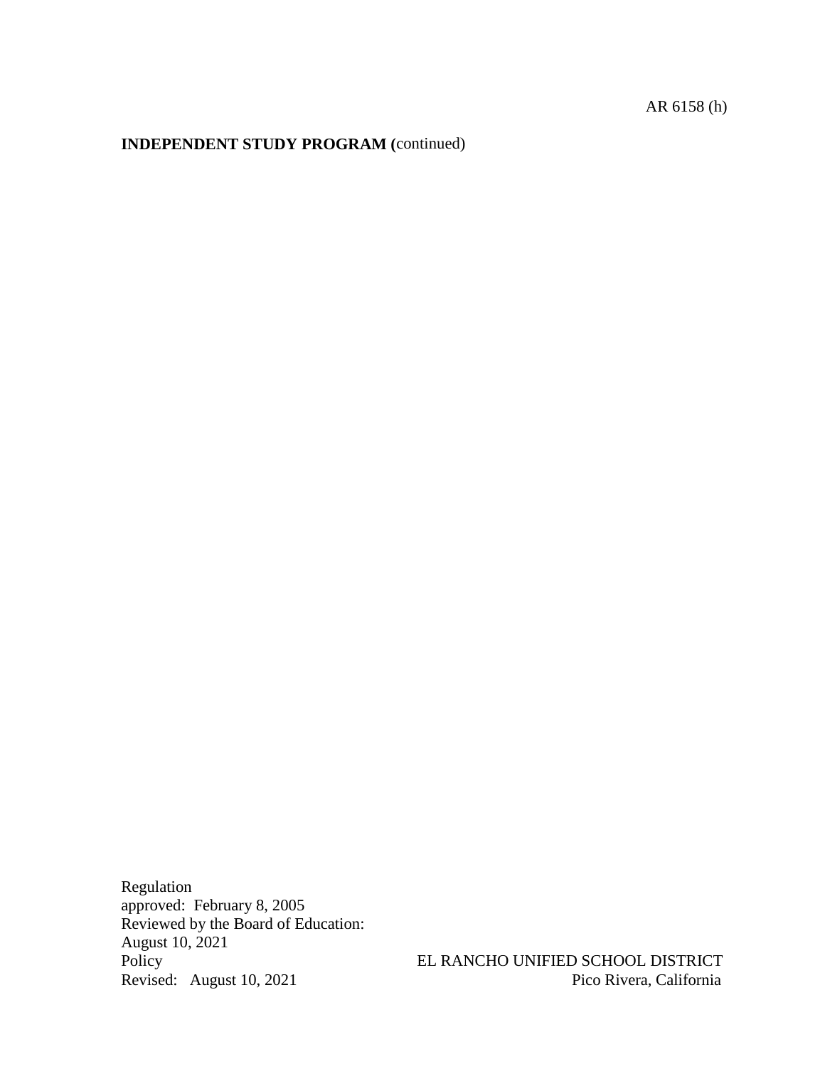Regulation
approved: February 8, 2005
Reviewed by the Board of Education:
August 10, 2021
Policy
Revised: August 10, 2021

EL RANCHO UNIFIED SCHOOL DISTRICT
Pico Rivera, California